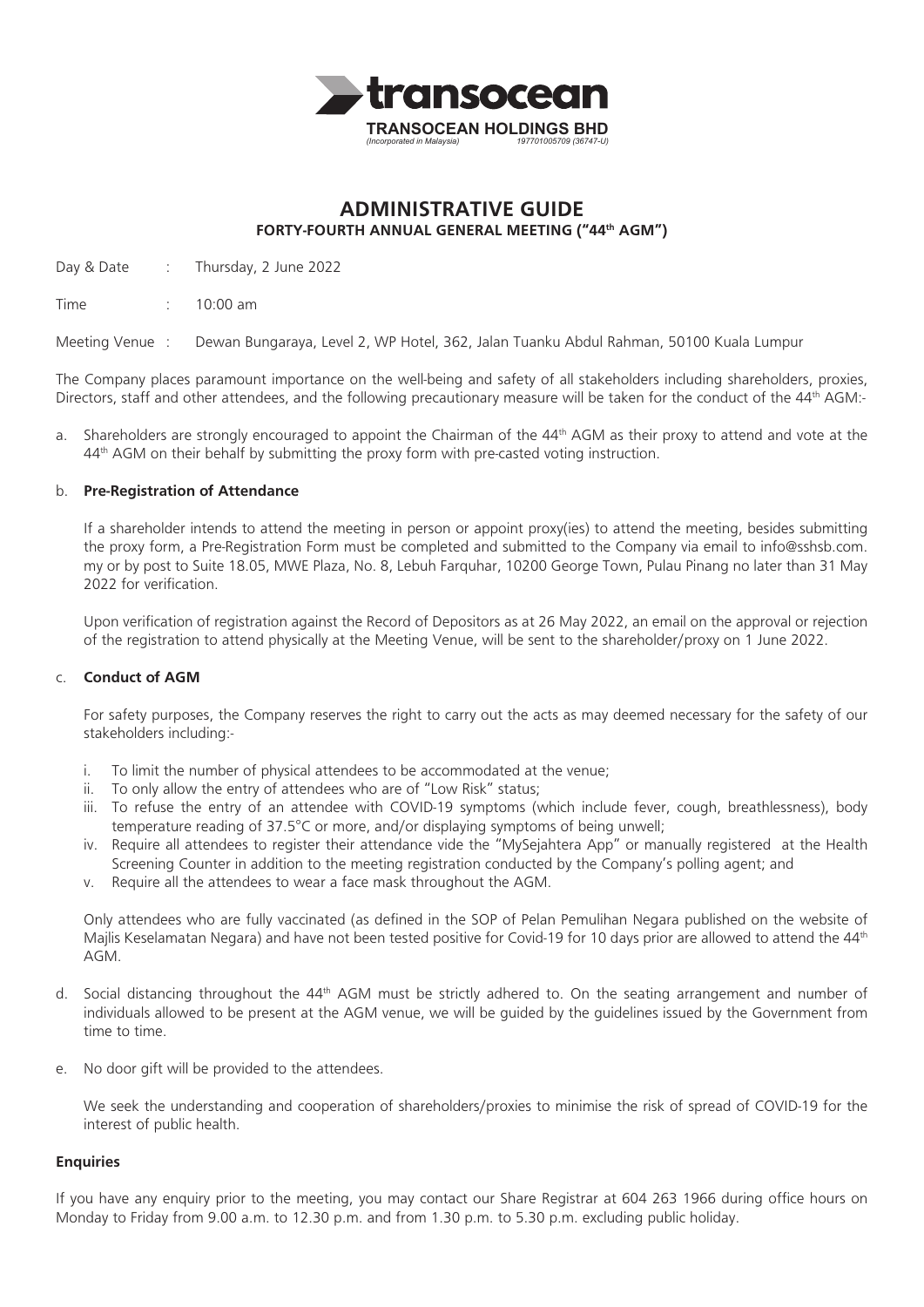**transocean**

**TRANSOCEAN HOLDINGS BHD**
*(Incorporated in Malaysia)* *197701005709 (36747-U)*

# ADMINISTRATIVE GUIDE
## FORTY-FOURTH ANNUAL GENERAL MEETING ("44th AGM")

Day & Date : Thursday, 2 June 2022

Time : 10:00 am

Meeting Venue : Dewan Bungaraya, Level 2, WP Hotel, 362, Jalan Tuanku Abdul Rahman, 50100 Kuala Lumpur

The Company places paramount importance on the well-being and safety of all stakeholders including shareholders, proxies, Directors, staff and other attendees, and the following precautionary measure will be taken for the conduct of the 44th AGM:-

a. Shareholders are strongly encouraged to appoint the Chairman of the 44th AGM as their proxy to attend and vote at the 44th AGM on their behalf by submitting the proxy form with pre-casted voting instruction.

b. **Pre-Registration of Attendance**

   If a shareholder intends to attend the meeting in person or appoint proxy(ies) to attend the meeting, besides submitting the proxy form, a Pre-Registration Form must be completed and submitted to the Company via email to info@sshsb.com.my or by post to Suite 18.05, MWE Plaza, No. 8, Lebuh Farquhar, 10200 George Town, Pulau Pinang no later than 31 May 2022 for verification.

   Upon verification of registration against the Record of Depositors as at 26 May 2022, an email on the approval or rejection of the registration to attend physically at the Meeting Venue, will be sent to the shareholder/proxy on 1 June 2022.

c. **Conduct of AGM**

   For safety purposes, the Company reserves the right to carry out the acts as may deemed necessary for the safety of our stakeholders including:-

   i. To limit the number of physical attendees to be accommodated at the venue;
   ii. To only allow the entry of attendees who are of "Low Risk" status;
   iii. To refuse the entry of an attendee with COVID-19 symptoms (which include fever, cough, breathlessness), body temperature reading of 37.5°C or more, and/or displaying symptoms of being unwell;
   iv. Require all attendees to register their attendance vide the "MySejahtera App" or manually registered at the Health Screening Counter in addition to the meeting registration conducted by the Company's polling agent; and
   v. Require all the attendees to wear a face mask throughout the AGM.

   Only attendees who are fully vaccinated (as defined in the SOP of Pelan Pemulihan Negara published on the website of Majlis Keselamatan Negara) and have not been tested positive for Covid-19 for 10 days prior are allowed to attend the 44th AGM.

d. Social distancing throughout the 44th AGM must be strictly adhered to. On the seating arrangement and number of individuals allowed to be present at the AGM venue, we will be guided by the guidelines issued by the Government from time to time.

e. No door gift will be provided to the attendees.

   We seek the understanding and cooperation of shareholders/proxies to minimise the risk of spread of COVID-19 for the interest of public health.

**Enquiries**

If you have any enquiry prior to the meeting, you may contact our Share Registrar at 604 263 1966 during office hours on Monday to Friday from 9.00 a.m. to 12.30 p.m. and from 1.30 p.m. to 5.30 p.m. excluding public holiday.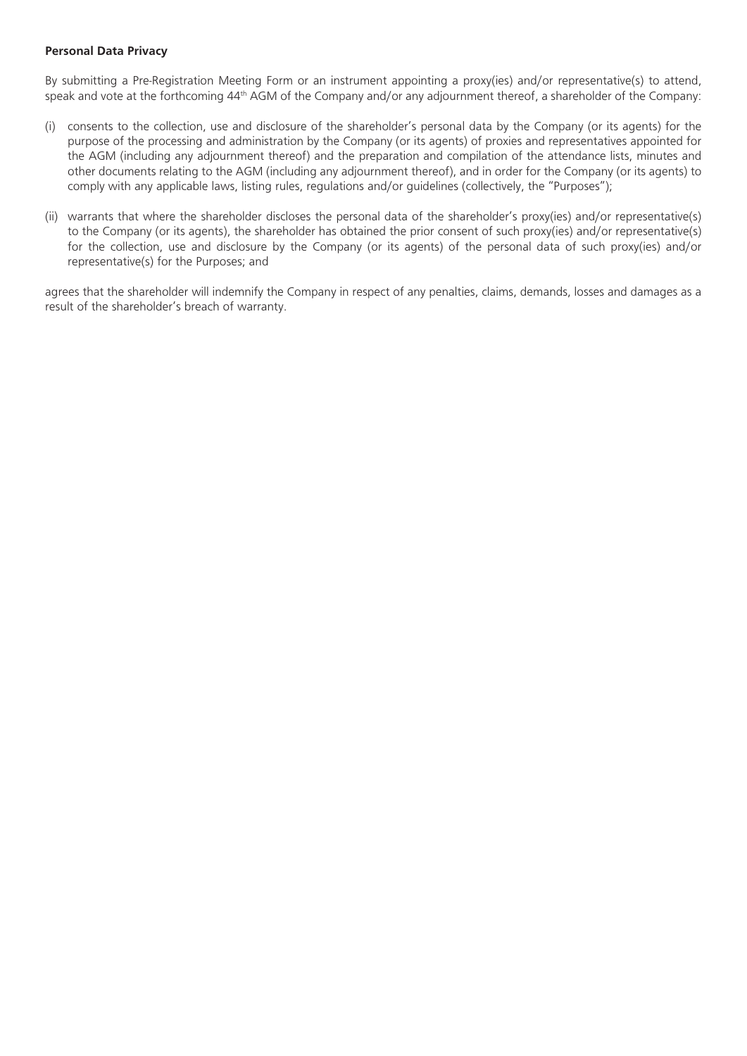**Personal Data Privacy**

By submitting a Pre-Registration Meeting Form or an instrument appointing a proxy(ies) and/or representative(s) to attend, speak and vote at the forthcoming 44th AGM of the Company and/or any adjournment thereof, a shareholder of the Company:

(i) consents to the collection, use and disclosure of the shareholder's personal data by the Company (or its agents) for the purpose of the processing and administration by the Company (or its agents) of proxies and representatives appointed for the AGM (including any adjournment thereof) and the preparation and compilation of the attendance lists, minutes and other documents relating to the AGM (including any adjournment thereof), and in order for the Company (or its agents) to comply with any applicable laws, listing rules, regulations and/or guidelines (collectively, the "Purposes");

(ii) warrants that where the shareholder discloses the personal data of the shareholder's proxy(ies) and/or representative(s) to the Company (or its agents), the shareholder has obtained the prior consent of such proxy(ies) and/or representative(s) for the collection, use and disclosure by the Company (or its agents) of the personal data of such proxy(ies) and/or representative(s) for the Purposes; and

agrees that the shareholder will indemnify the Company in respect of any penalties, claims, demands, losses and damages as a result of the shareholder's breach of warranty.